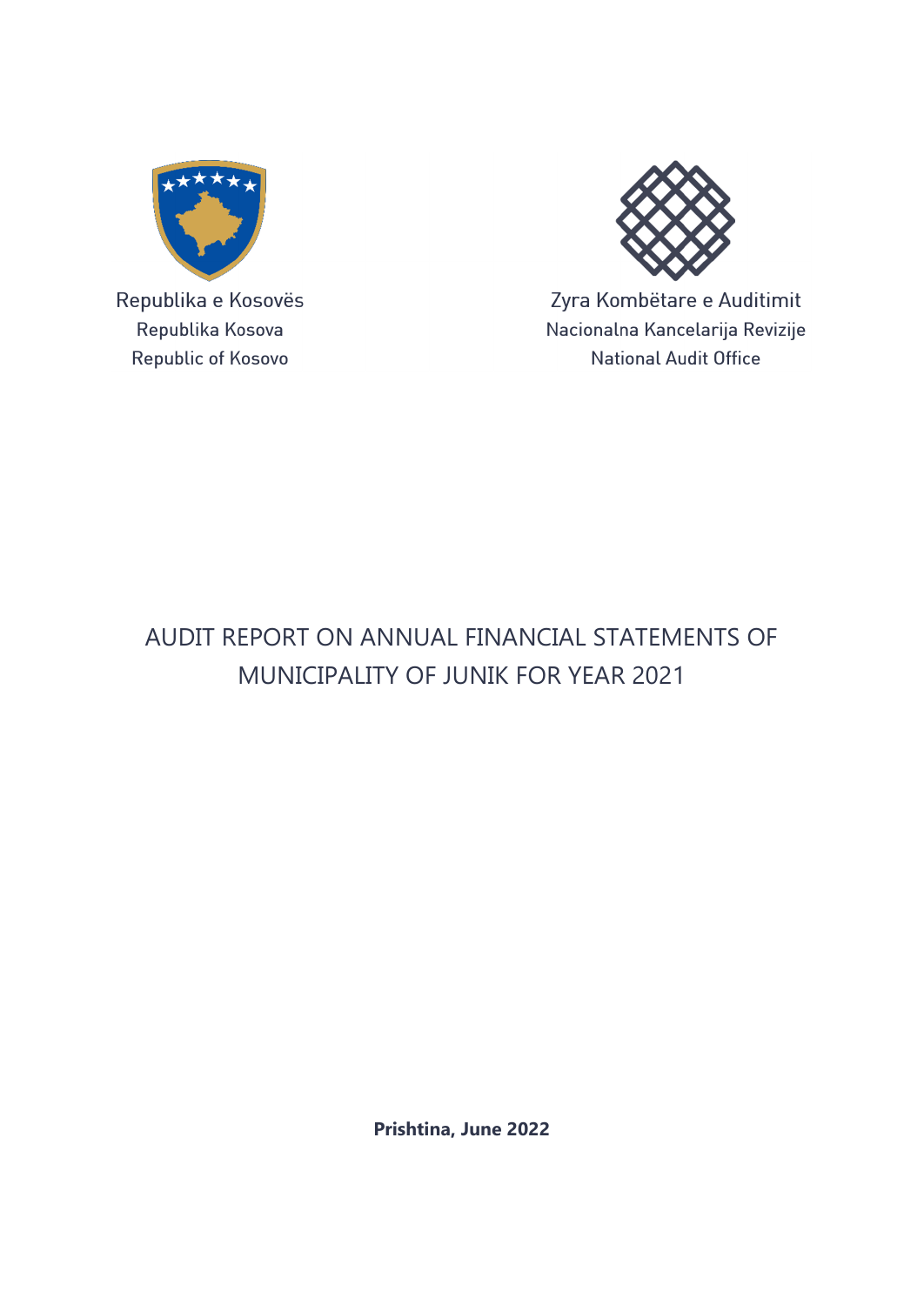Republika e Kosovës
Republika Kosova
Republic of Kosovo

Zyra Kombëtare e Auditimit
Nacionalna Kancelarija Revizije
National Audit Office

# AUDIT REPORT ON ANNUAL FINANCIAL STATEMENTS OF MUNICIPALITY OF JUNIK FOR YEAR 2021

**Prishtina, June 2022**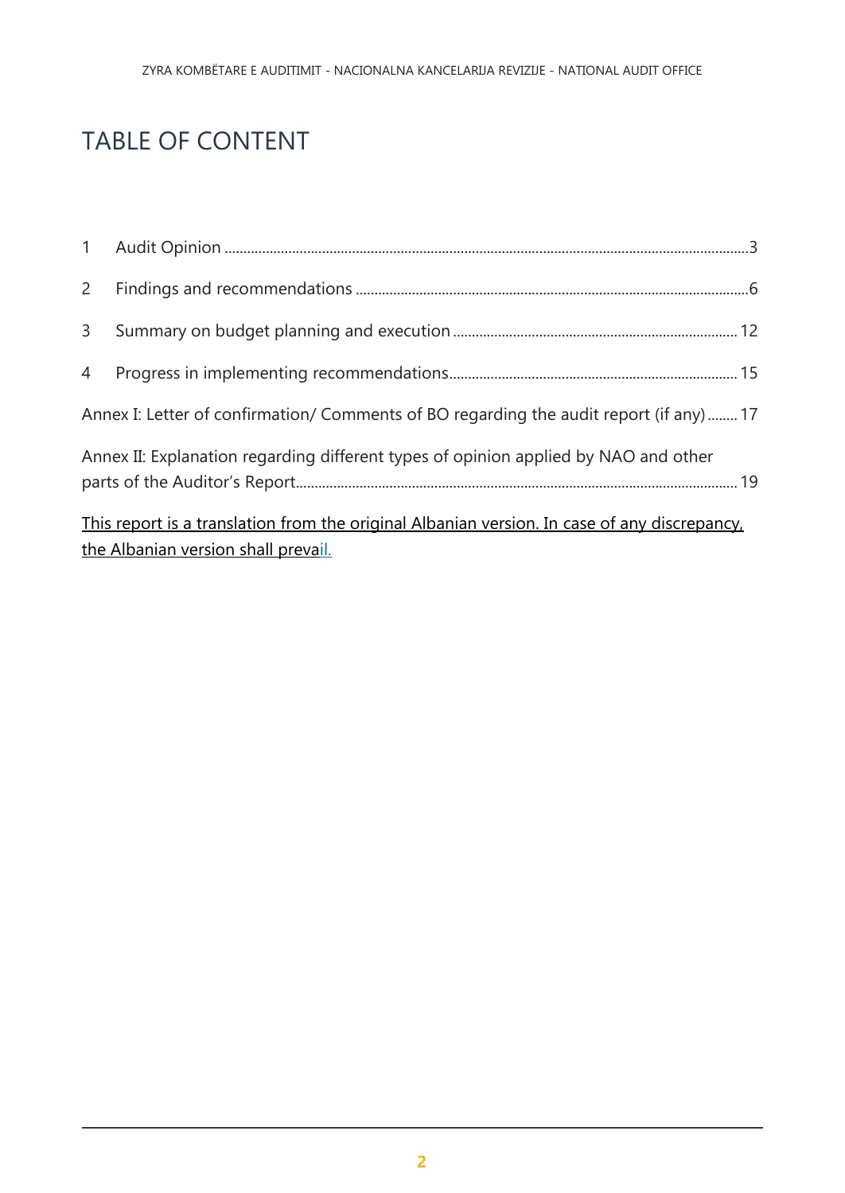# TABLE OF CONTENT

1 Audit Opinion ........................................................................................................................3

2 Findings and recommendations ......................................................................................6

3 Summary on budget planning and execution .........................................................12

4 Progress in implementing recommendations..........................................................15

Annex I: Letter of confirmation/ Comments of BO regarding the audit report (if any) ........17

Annex II: Explanation regarding different types of opinion applied by NAO and other parts of the Auditor's Report.........................................................................................................19

This report is a translation from the original Albanian version. In case of any discrepancy, the Albanian version shall prevail.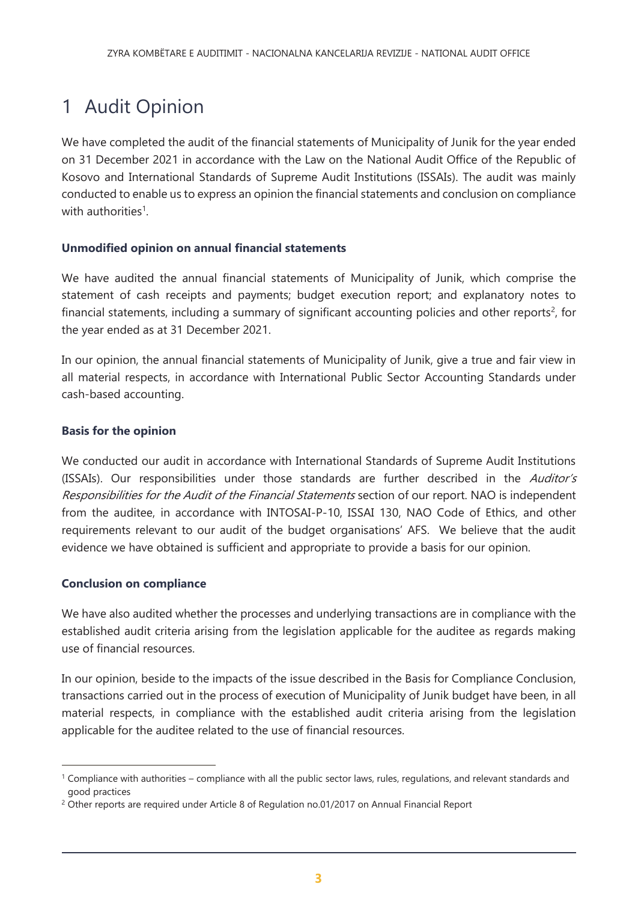# 1 Audit Opinion

We have completed the audit of the financial statements of Municipality of Junik for the year ended on 31 December 2021 in accordance with the Law on the National Audit Office of the Republic of Kosovo and International Standards of Supreme Audit Institutions (ISSAIs). The audit was mainly conducted to enable us to express an opinion the financial statements and conclusion on compliance with authorities[1].

**Unmodified opinion on annual financial statements**

We have audited the annual financial statements of Municipality of Junik, which comprise the statement of cash receipts and payments; budget execution report; and explanatory notes to financial statements, including a summary of significant accounting policies and other reports[2], for the year ended as at 31 December 2021.

In our opinion, the annual financial statements of Municipality of Junik, give a true and fair view in all material respects, in accordance with International Public Sector Accounting Standards under cash-based accounting.

**Basis for the opinion**

We conducted our audit in accordance with International Standards of Supreme Audit Institutions (ISSAIs). Our responsibilities under those standards are further described in the *Auditor's Responsibilities for the Audit of the Financial Statements* section of our report. NAO is independent from the auditee, in accordance with INTOSAI-P-10, ISSAI 130, NAO Code of Ethics, and other requirements relevant to our audit of the budget organisations' AFS. We believe that the audit evidence we have obtained is sufficient and appropriate to provide a basis for our opinion.

**Conclusion on compliance**

We have also audited whether the processes and underlying transactions are in compliance with the established audit criteria arising from the legislation applicable for the auditee as regards making use of financial resources.

In our opinion, beside to the impacts of the issue described in the Basis for Compliance Conclusion, transactions carried out in the process of execution of Municipality of Junik budget have been, in all material respects, in compliance with the established audit criteria arising from the legislation applicable for the auditee related to the use of financial resources.

---

[1] Compliance with authorities – compliance with all the public sector laws, rules, regulations, and relevant standards and good practices

[2] Other reports are required under Article 8 of Regulation no.01/2017 on Annual Financial Report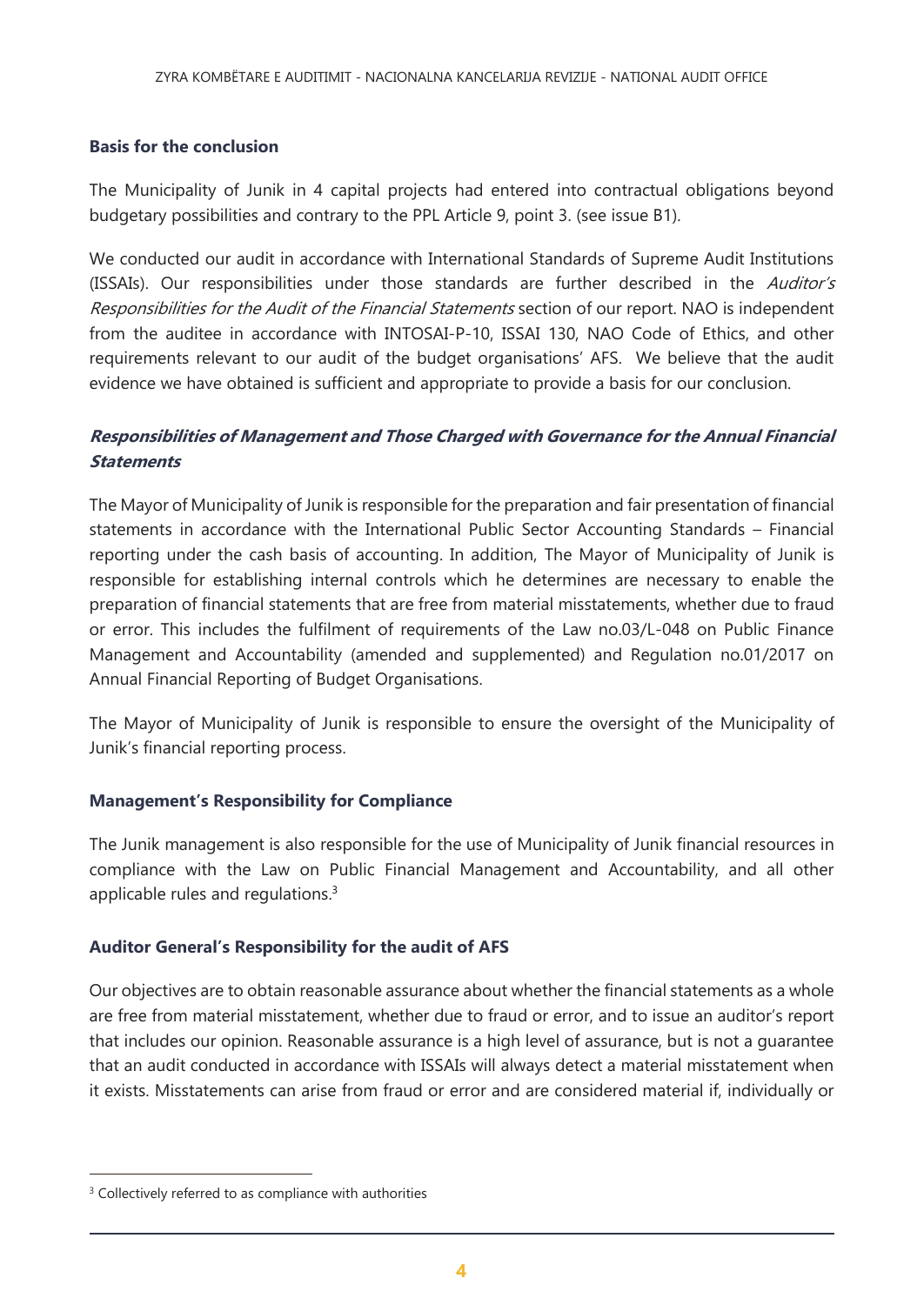**Basis for the conclusion**

The Municipality of Junik in 4 capital projects had entered into contractual obligations beyond budgetary possibilities and contrary to the PPL Article 9, point 3. (see issue B1).

We conducted our audit in accordance with International Standards of Supreme Audit Institutions (ISSAIs). Our responsibilities under those standards are further described in the *Auditor's Responsibilities for the Audit of the Financial Statements* section of our report. NAO is independent from the auditee in accordance with INTOSAI-P-10, ISSAI 130, NAO Code of Ethics, and other requirements relevant to our audit of the budget organisations' AFS. We believe that the audit evidence we have obtained is sufficient and appropriate to provide a basis for our conclusion.

***Responsibilities of Management and Those Charged with Governance for the Annual Financial Statements***

The Mayor of Municipality of Junik is responsible for the preparation and fair presentation of financial statements in accordance with the International Public Sector Accounting Standards – Financial reporting under the cash basis of accounting. In addition, The Mayor of Municipality of Junik is responsible for establishing internal controls which he determines are necessary to enable the preparation of financial statements that are free from material misstatements, whether due to fraud or error. This includes the fulfilment of requirements of the Law no.03/L-048 on Public Finance Management and Accountability (amended and supplemented) and Regulation no.01/2017 on Annual Financial Reporting of Budget Organisations.

The Mayor of Municipality of Junik is responsible to ensure the oversight of the Municipality of Junik's financial reporting process.

**Management's Responsibility for Compliance**

The Junik management is also responsible for the use of Municipality of Junik financial resources in compliance with the Law on Public Financial Management and Accountability, and all other applicable rules and regulations.[3]

**Auditor General's Responsibility for the audit of AFS**

Our objectives are to obtain reasonable assurance about whether the financial statements as a whole are free from material misstatement, whether due to fraud or error, and to issue an auditor's report that includes our opinion. Reasonable assurance is a high level of assurance, but is not a guarantee that an audit conducted in accordance with ISSAIs will always detect a material misstatement when it exists. Misstatements can arise from fraud or error and are considered material if, individually or

[3] Collectively referred to as compliance with authorities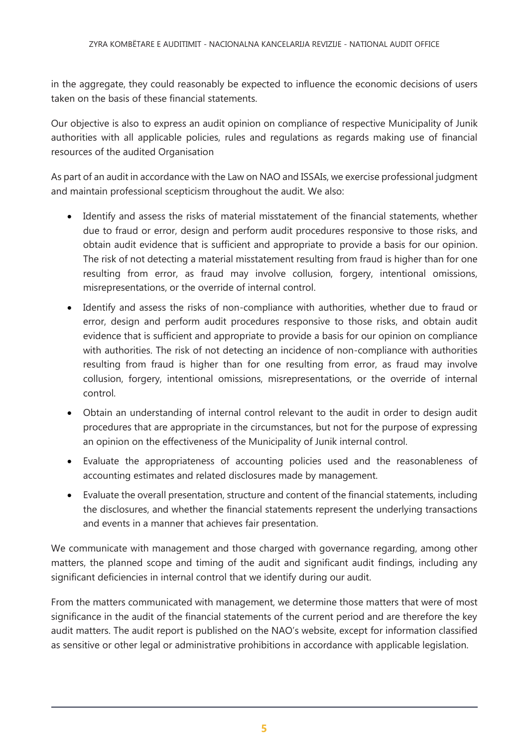in the aggregate, they could reasonably be expected to influence the economic decisions of users taken on the basis of these financial statements.

Our objective is also to express an audit opinion on compliance of respective Municipality of Junik authorities with all applicable policies, rules and regulations as regards making use of financial resources of the audited Organisation

As part of an audit in accordance with the Law on NAO and ISSAIs, we exercise professional judgment and maintain professional scepticism throughout the audit. We also:

- Identify and assess the risks of material misstatement of the financial statements, whether due to fraud or error, design and perform audit procedures responsive to those risks, and obtain audit evidence that is sufficient and appropriate to provide a basis for our opinion. The risk of not detecting a material misstatement resulting from fraud is higher than for one resulting from error, as fraud may involve collusion, forgery, intentional omissions, misrepresentations, or the override of internal control.
- Identify and assess the risks of non-compliance with authorities, whether due to fraud or error, design and perform audit procedures responsive to those risks, and obtain audit evidence that is sufficient and appropriate to provide a basis for our opinion on compliance with authorities. The risk of not detecting an incidence of non-compliance with authorities resulting from fraud is higher than for one resulting from error, as fraud may involve collusion, forgery, intentional omissions, misrepresentations, or the override of internal control.
- Obtain an understanding of internal control relevant to the audit in order to design audit procedures that are appropriate in the circumstances, but not for the purpose of expressing an opinion on the effectiveness of the Municipality of Junik internal control.
- Evaluate the appropriateness of accounting policies used and the reasonableness of accounting estimates and related disclosures made by management.
- Evaluate the overall presentation, structure and content of the financial statements, including the disclosures, and whether the financial statements represent the underlying transactions and events in a manner that achieves fair presentation.

We communicate with management and those charged with governance regarding, among other matters, the planned scope and timing of the audit and significant audit findings, including any significant deficiencies in internal control that we identify during our audit.

From the matters communicated with management, we determine those matters that were of most significance in the audit of the financial statements of the current period and are therefore the key audit matters. The audit report is published on the NAO's website, except for information classified as sensitive or other legal or administrative prohibitions in accordance with applicable legislation.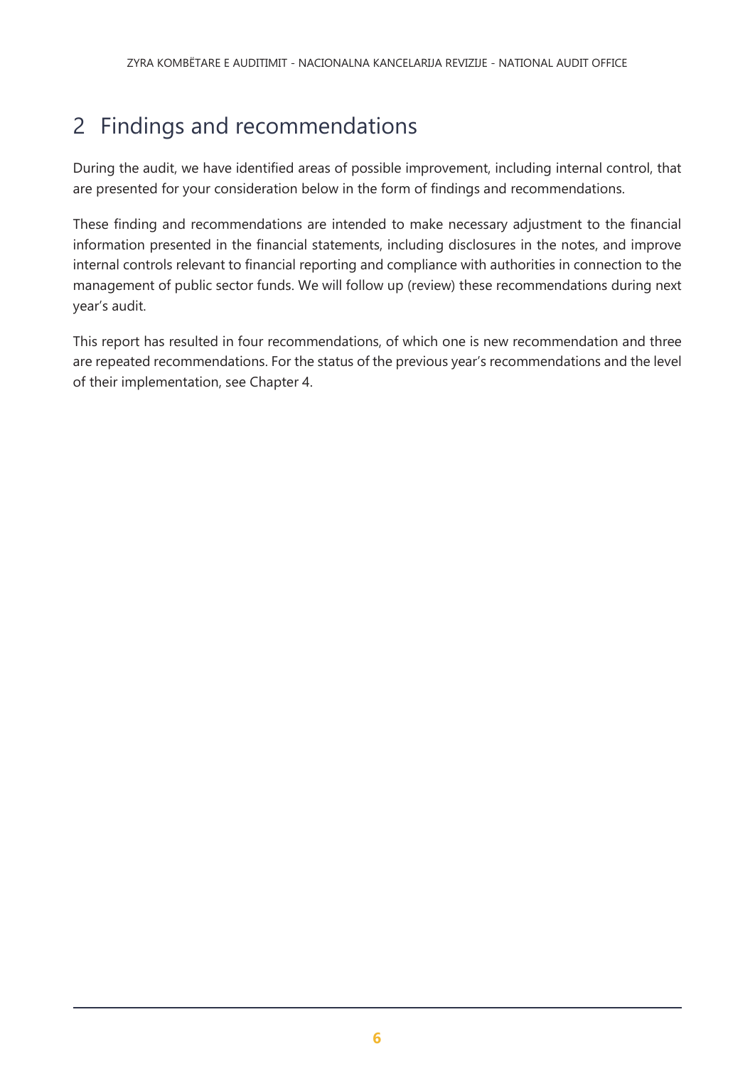# 2 Findings and recommendations

During the audit, we have identified areas of possible improvement, including internal control, that are presented for your consideration below in the form of findings and recommendations.

These finding and recommendations are intended to make necessary adjustment to the financial information presented in the financial statements, including disclosures in the notes, and improve internal controls relevant to financial reporting and compliance with authorities in connection to the management of public sector funds. We will follow up (review) these recommendations during next year's audit.

This report has resulted in four recommendations, of which one is new recommendation and three are repeated recommendations. For the status of the previous year's recommendations and the level of their implementation, see Chapter 4.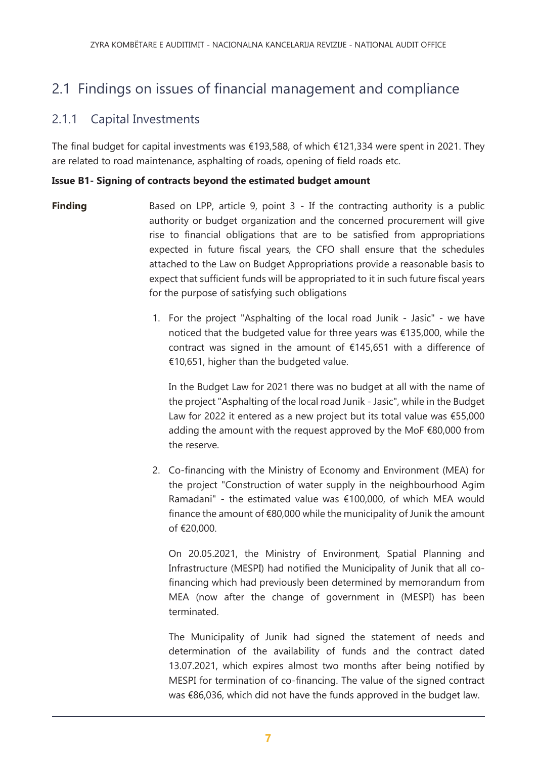## 2.1 Findings on issues of financial management and compliance

### 2.1.1 Capital Investments

The final budget for capital investments was €193,588, of which €121,334 were spent in 2021. They are related to road maintenance, asphalting of roads, opening of field roads etc.

**Issue B1- Signing of contracts beyond the estimated budget amount**

**Finding**

Based on LPP, article 9, point 3 - If the contracting authority is a public authority or budget organization and the concerned procurement will give rise to financial obligations that are to be satisfied from appropriations expected in future fiscal years, the CFO shall ensure that the schedules attached to the Law on Budget Appropriations provide a reasonable basis to expect that sufficient funds will be appropriated to it in such future fiscal years for the purpose of satisfying such obligations

1. For the project "Asphalting of the local road Junik - Jasic" - we have noticed that the budgeted value for three years was €135,000, while the contract was signed in the amount of €145,651 with a difference of €10,651, higher than the budgeted value.

   In the Budget Law for 2021 there was no budget at all with the name of the project "Asphalting of the local road Junik - Jasic", while in the Budget Law for 2022 it entered as a new project but its total value was €55,000 adding the amount with the request approved by the MoF €80,000 from the reserve.

2. Co-financing with the Ministry of Economy and Environment (MEA) for the project "Construction of water supply in the neighbourhood Agim Ramadani" - the estimated value was €100,000, of which MEA would finance the amount of €80,000 while the municipality of Junik the amount of €20,000.

   On 20.05.2021, the Ministry of Environment, Spatial Planning and Infrastructure (MESPI) had notified the Municipality of Junik that all co-financing which had previously been determined by memorandum from MEA (now after the change of government in (MESPI) has been terminated.

   The Municipality of Junik had signed the statement of needs and determination of the availability of funds and the contract dated 13.07.2021, which expires almost two months after being notified by MESPI for termination of co-financing. The value of the signed contract was €86,036, which did not have the funds approved in the budget law.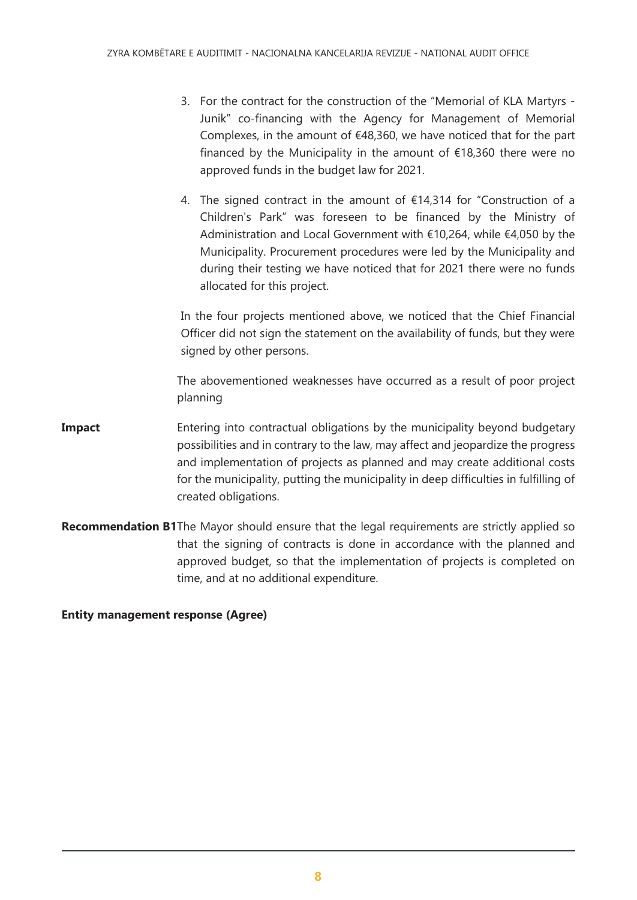3. For the contract for the construction of the "Memorial of KLA Martyrs - Junik" co-financing with the Agency for Management of Memorial Complexes, in the amount of €48,360, we have noticed that for the part financed by the Municipality in the amount of €18,360 there were no approved funds in the budget law for 2021.

4. The signed contract in the amount of €14,314 for "Construction of a Children's Park" was foreseen to be financed by the Ministry of Administration and Local Government with €10,264, while €4,050 by the Municipality. Procurement procedures were led by the Municipality and during their testing we have noticed that for 2021 there were no funds allocated for this project.

In the four projects mentioned above, we noticed that the Chief Financial Officer did not sign the statement on the availability of funds, but they were signed by other persons.

The abovementioned weaknesses have occurred as a result of poor project planning

**Impact** Entering into contractual obligations by the municipality beyond budgetary possibilities and in contrary to the law, may affect and jeopardize the progress and implementation of projects as planned and may create additional costs for the municipality, putting the municipality in deep difficulties in fulfilling of created obligations.

**Recommendation B1** The Mayor should ensure that the legal requirements are strictly applied so that the signing of contracts is done in accordance with the planned and approved budget, so that the implementation of projects is completed on time, and at no additional expenditure.

**Entity management response (Agree)**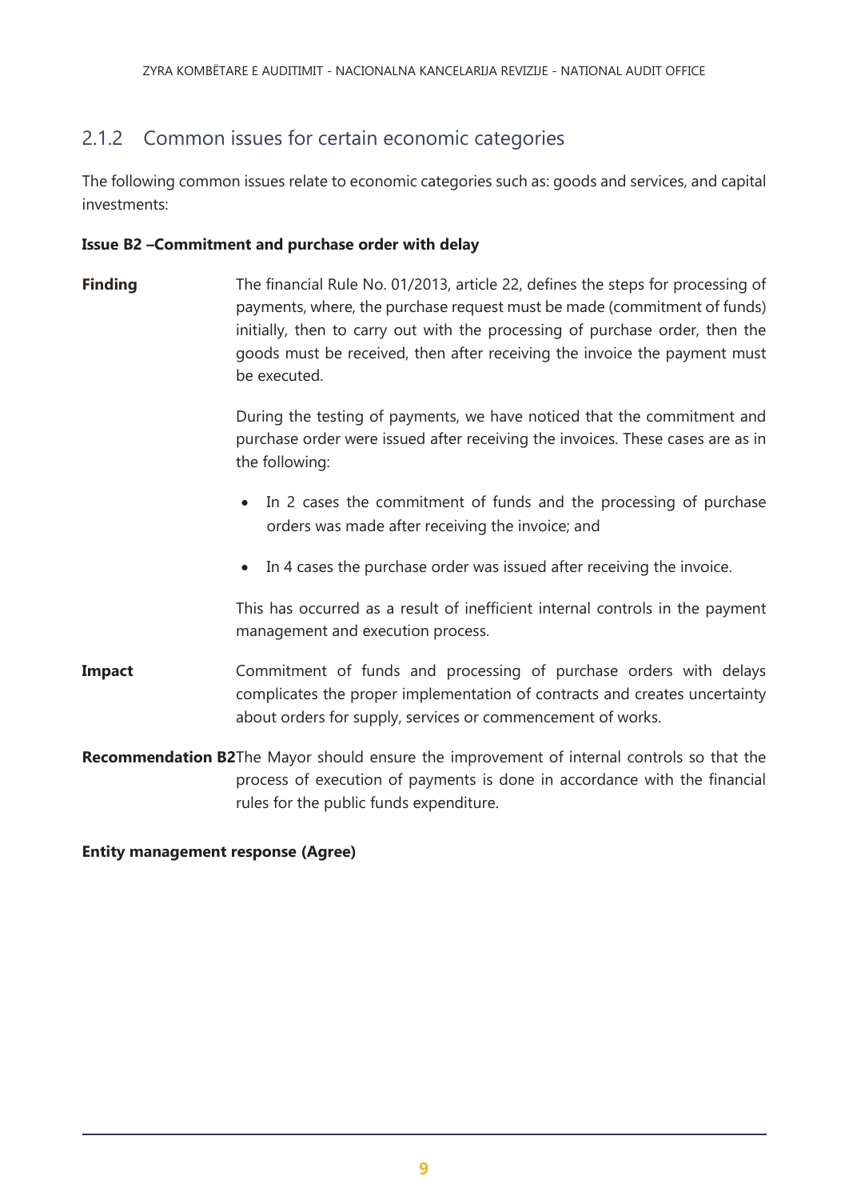### 2.1.2 Common issues for certain economic categories

The following common issues relate to economic categories such as: goods and services, and capital investments:

**Issue B2 –Commitment and purchase order with delay**

**Finding**

The financial Rule No. 01/2013, article 22, defines the steps for processing of payments, where, the purchase request must be made (commitment of funds) initially, then to carry out with the processing of purchase order, then the goods must be received, then after receiving the invoice the payment must be executed.

During the testing of payments, we have noticed that the commitment and purchase order were issued after receiving the invoices. These cases are as in the following:

- In 2 cases the commitment of funds and the processing of purchase orders was made after receiving the invoice; and
- In 4 cases the purchase order was issued after receiving the invoice.

This has occurred as a result of inefficient internal controls in the payment management and execution process.

**Impact**

Commitment of funds and processing of purchase orders with delays complicates the proper implementation of contracts and creates uncertainty about orders for supply, services or commencement of works.

**Recommendation B2** The Mayor should ensure the improvement of internal controls so that the process of execution of payments is done in accordance with the financial rules for the public funds expenditure.

**Entity management response (Agree)**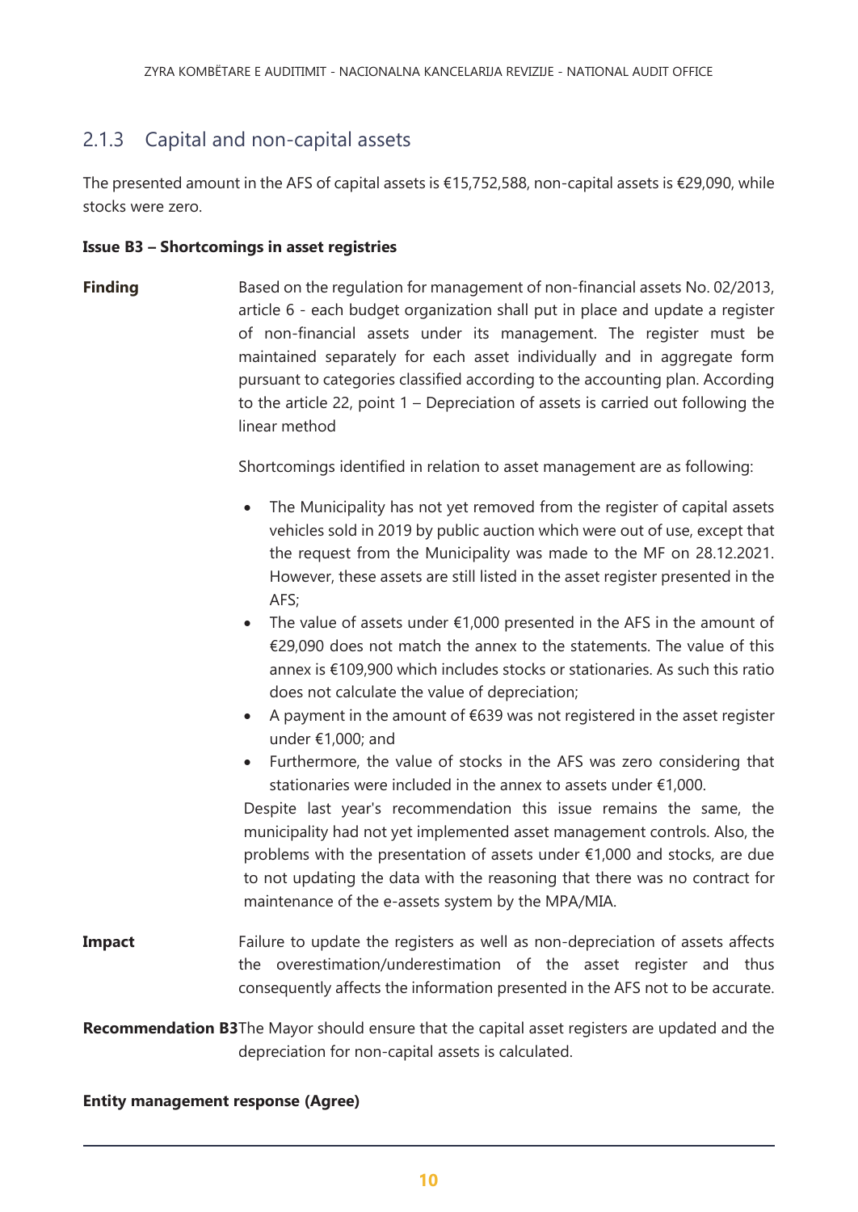## 2.1.3 Capital and non-capital assets

The presented amount in the AFS of capital assets is €15,752,588, non-capital assets is €29,090, while stocks were zero.

**Issue B3 – Shortcomings in asset registries**

**Finding**

Based on the regulation for management of non-financial assets No. 02/2013, article 6 - each budget organization shall put in place and update a register of non-financial assets under its management. The register must be maintained separately for each asset individually and in aggregate form pursuant to categories classified according to the accounting plan. According to the article 22, point 1 – Depreciation of assets is carried out following the linear method

Shortcomings identified in relation to asset management are as following:

- The Municipality has not yet removed from the register of capital assets vehicles sold in 2019 by public auction which were out of use, except that the request from the Municipality was made to the MF on 28.12.2021. However, these assets are still listed in the asset register presented in the AFS;
- The value of assets under €1,000 presented in the AFS in the amount of €29,090 does not match the annex to the statements. The value of this annex is €109,900 which includes stocks or stationaries. As such this ratio does not calculate the value of depreciation;
- A payment in the amount of €639 was not registered in the asset register under €1,000; and
- Furthermore, the value of stocks in the AFS was zero considering that stationaries were included in the annex to assets under €1,000.

Despite last year's recommendation this issue remains the same, the municipality had not yet implemented asset management controls. Also, the problems with the presentation of assets under €1,000 and stocks, are due to not updating the data with the reasoning that there was no contract for maintenance of the e-assets system by the MPA/MIA.

**Impact**

Failure to update the registers as well as non-depreciation of assets affects the overestimation/underestimation of the asset register and thus consequently affects the information presented in the AFS not to be accurate.

**Recommendation B3** The Mayor should ensure that the capital asset registers are updated and the depreciation for non-capital assets is calculated.

**Entity management response (Agree)**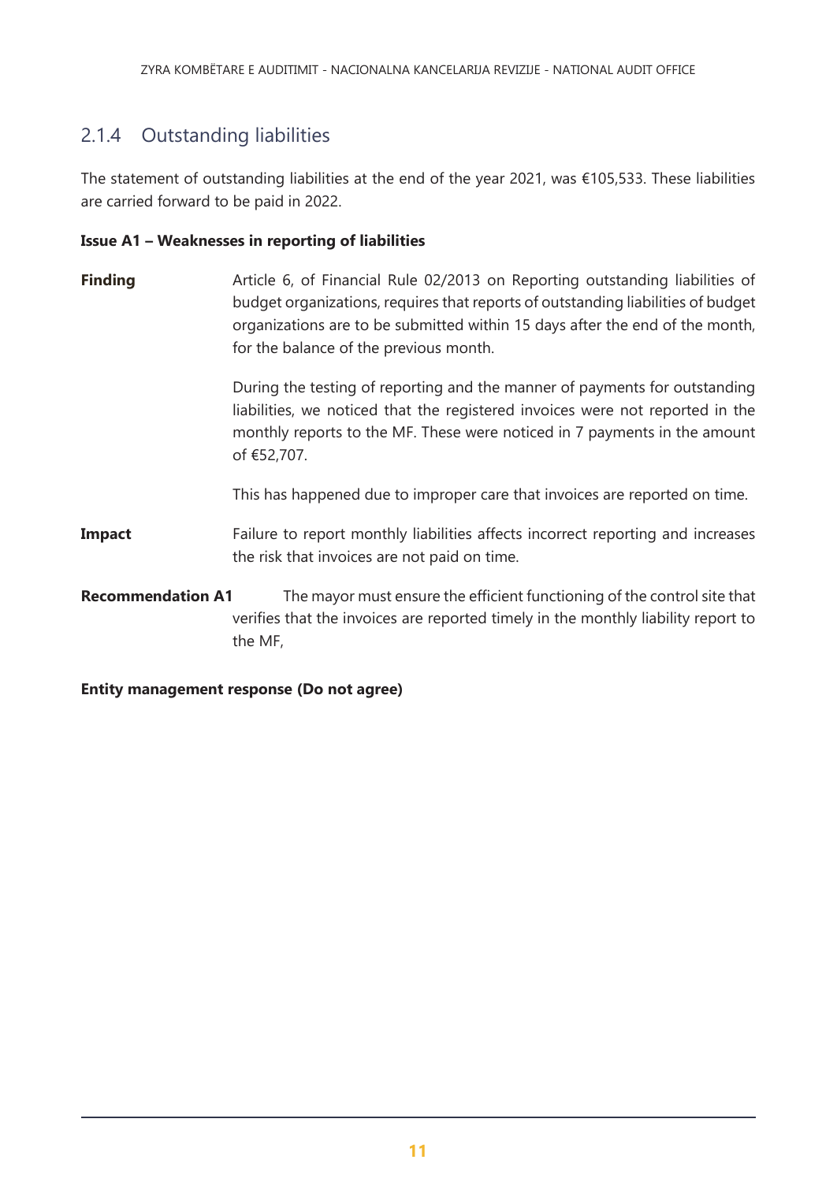### 2.1.4 Outstanding liabilities

The statement of outstanding liabilities at the end of the year 2021, was €105,533. These liabilities are carried forward to be paid in 2022.

**Issue A1 – Weaknesses in reporting of liabilities**

**Finding** Article 6, of Financial Rule 02/2013 on Reporting outstanding liabilities of budget organizations, requires that reports of outstanding liabilities of budget organizations are to be submitted within 15 days after the end of the month, for the balance of the previous month.

During the testing of reporting and the manner of payments for outstanding liabilities, we noticed that the registered invoices were not reported in the monthly reports to the MF. These were noticed in 7 payments in the amount of €52,707.

This has happened due to improper care that invoices are reported on time.

**Impact** Failure to report monthly liabilities affects incorrect reporting and increases the risk that invoices are not paid on time.

**Recommendation A1** The mayor must ensure the efficient functioning of the control site that verifies that the invoices are reported timely in the monthly liability report to the MF,

**Entity management response (Do not agree)**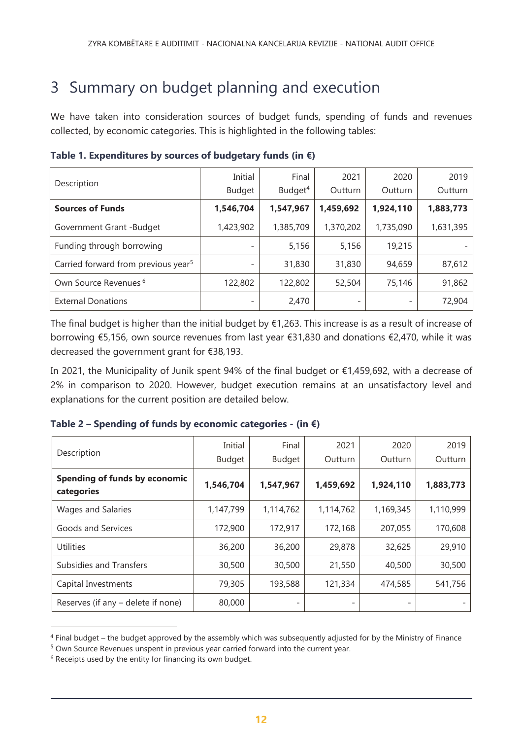# 3 Summary on budget planning and execution

We have taken into consideration sources of budget funds, spending of funds and revenues collected, by economic categories. This is highlighted in the following tables:

**Table 1. Expenditures by sources of budgetary funds (in €)**

| Description | Initial Budget | Final Budget[4] | 2021 Outturn | 2020 Outturn | 2019 Outturn |
|---|---|---|---|---|---|
| **Sources of Funds** | **1,546,704** | **1,547,967** | **1,459,692** | **1,924,110** | **1,883,773** |
| Government Grant -Budget | 1,423,902 | 1,385,709 | 1,370,202 | 1,735,090 | 1,631,395 |
| Funding through borrowing | - | 5,156 | 5,156 | 19,215 | - |
| Carried forward from previous year[5] | - | 31,830 | 31,830 | 94,659 | 87,612 |
| Own Source Revenues [6] | 122,802 | 122,802 | 52,504 | 75,146 | 91,862 |
| External Donations | - | 2,470 | - | - | 72,904 |

The final budget is higher than the initial budget by €1,263. This increase is as a result of increase of borrowing €5,156, own source revenues from last year €31,830 and donations €2,470, while it was decreased the government grant for €38,193.

In 2021, the Municipality of Junik spent 94% of the final budget or €1,459,692, with a decrease of 2% in comparison to 2020. However, budget execution remains at an unsatisfactory level and explanations for the current position are detailed below.

**Table 2 – Spending of funds by economic categories - (in €)**

| Description | Initial Budget | Final Budget | 2021 Outturn | 2020 Outturn | 2019 Outturn |
|---|---|---|---|---|---|
| **Spending of funds by economic categories** | **1,546,704** | **1,547,967** | **1,459,692** | **1,924,110** | **1,883,773** |
| Wages and Salaries | 1,147,799 | 1,114,762 | 1,114,762 | 1,169,345 | 1,110,999 |
| Goods and Services | 172,900 | 172,917 | 172,168 | 207,055 | 170,608 |
| Utilities | 36,200 | 36,200 | 29,878 | 32,625 | 29,910 |
| Subsidies and Transfers | 30,500 | 30,500 | 21,550 | 40,500 | 30,500 |
| Capital Investments | 79,305 | 193,588 | 121,334 | 474,585 | 541,756 |
| Reserves (if any – delete if none) | 80,000 | - | - | - | - |

[4] Final budget – the budget approved by the assembly which was subsequently adjusted for by the Ministry of Finance

[5] Own Source Revenues unspent in previous year carried forward into the current year.

[6] Receipts used by the entity for financing its own budget.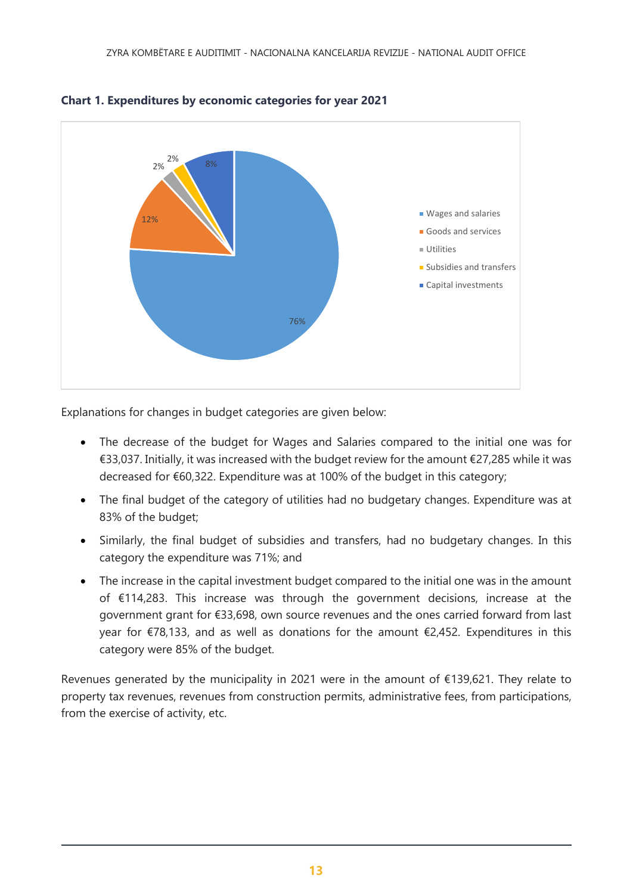**Chart 1. Expenditures by economic categories for year 2021**

Explanations for changes in budget categories are given below:

- The decrease of the budget for Wages and Salaries compared to the initial one was for €33,037. Initially, it was increased with the budget review for the amount €27,285 while it was decreased for €60,322. Expenditure was at 100% of the budget in this category;
- The final budget of the category of utilities had no budgetary changes. Expenditure was at 83% of the budget;
- Similarly, the final budget of subsidies and transfers, had no budgetary changes. In this category the expenditure was 71%; and
- The increase in the capital investment budget compared to the initial one was in the amount of €114,283. This increase was through the government decisions, increase at the government grant for €33,698, own source revenues and the ones carried forward from last year for €78,133, and as well as donations for the amount €2,452. Expenditures in this category were 85% of the budget.

Revenues generated by the municipality in 2021 were in the amount of €139,621. They relate to property tax revenues, revenues from construction permits, administrative fees, from participations, from the exercise of activity, etc.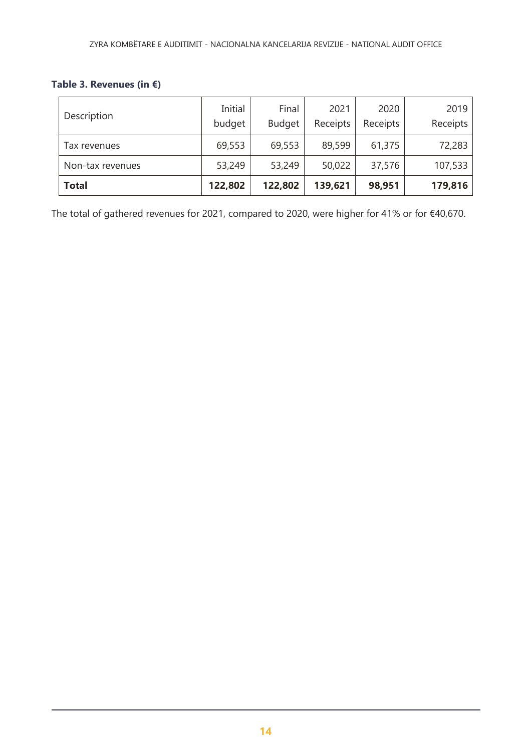**Table 3. Revenues (in €)**

| Description | Initial budget | Final Budget | 2021 Receipts | 2020 Receipts | 2019 Receipts |
|---|---|---|---|---|---|
| Tax revenues | 69,553 | 69,553 | 89,599 | 61,375 | 72,283 |
| Non-tax revenues | 53,249 | 53,249 | 50,022 | 37,576 | 107,533 |
| **Total** | **122,802** | **122,802** | **139,621** | **98,951** | **179,816** |

The total of gathered revenues for 2021, compared to 2020, were higher for 41% or for €40,670.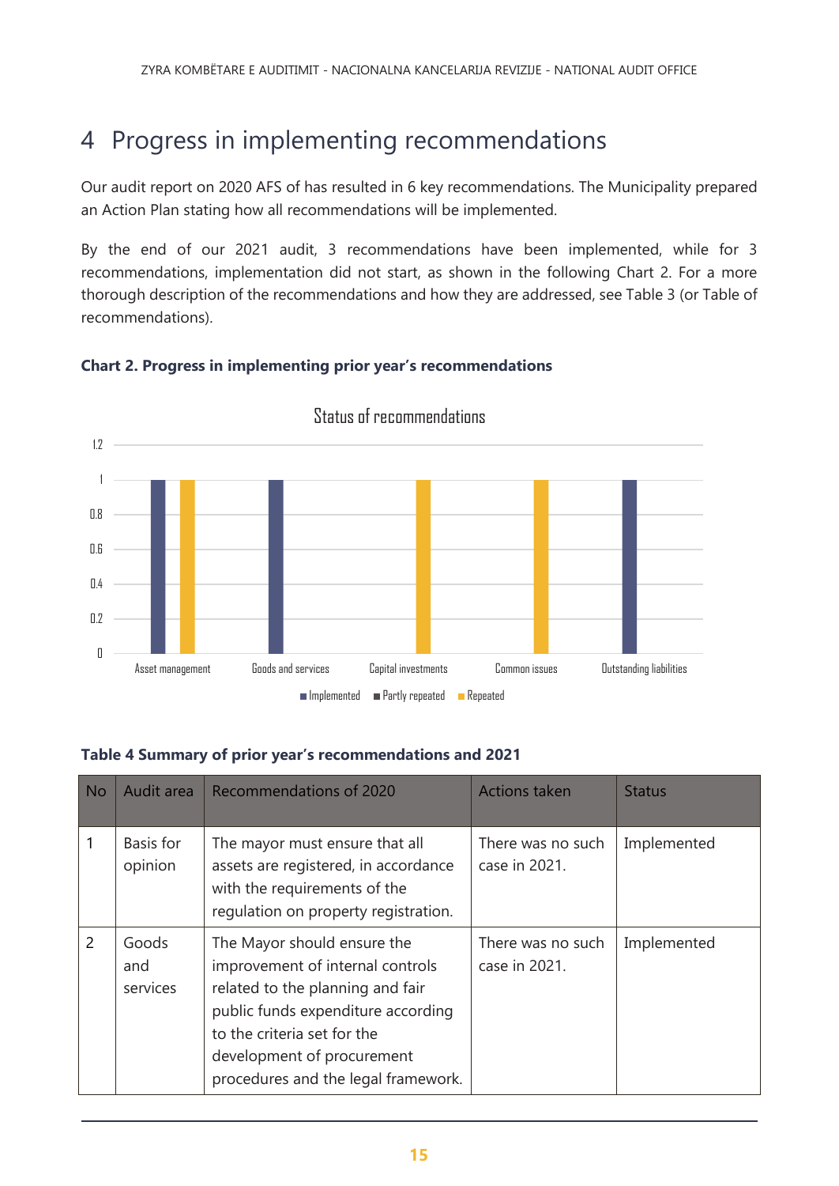## 4 Progress in implementing recommendations

Our audit report on 2020 AFS of has resulted in 6 key recommendations. The Municipality prepared an Action Plan stating how all recommendations will be implemented.

By the end of our 2021 audit, 3 recommendations have been implemented, while for 3 recommendations, implementation did not start, as shown in the following Chart 2. For a more thorough description of the recommendations and how they are addressed, see Table 3 (or Table of recommendations).

**Chart 2. Progress in implementing prior year's recommendations**

Status of recommendations

| | Implemented | Partly repeated | Repeated |
|---|---|---|---|
| Asset management | 1 | | 1 |
| Goods and services | 1 | | |
| Capital investments | | | 1 |
| Common issues | | | 1 |
| Outstanding liabilities | 1 | | |

**Table 4 Summary of prior year's recommendations and 2021**

| No | Audit area | Recommendations of 2020 | Actions taken | Status |
|---|---|---|---|---|
| 1 | Basis for opinion | The mayor must ensure that all assets are registered, in accordance with the requirements of the regulation on property registration. | There was no such case in 2021. | Implemented |
| 2 | Goods and services | The Mayor should ensure the improvement of internal controls related to the planning and fair public funds expenditure according to the criteria set for the development of procurement procedures and the legal framework. | There was no such case in 2021. | Implemented |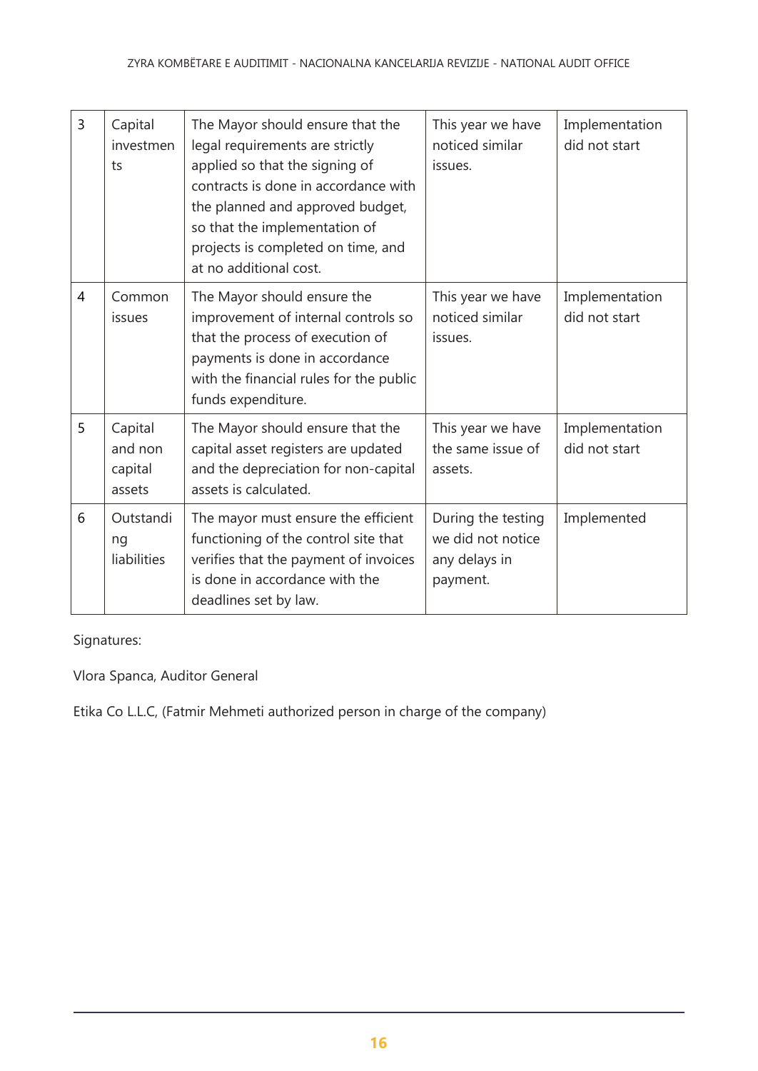| 3 | Capital investments | The Mayor should ensure that the legal requirements are strictly applied so that the signing of contracts is done in accordance with the planned and approved budget, so that the implementation of projects is completed on time, and at no additional cost. | This year we have noticed similar issues. | Implementation did not start |
|---|---|---|---|---|
| 4 | Common issues | The Mayor should ensure the improvement of internal controls so that the process of execution of payments is done in accordance with the financial rules for the public funds expenditure. | This year we have noticed similar issues. | Implementation did not start |
| 5 | Capital and non capital assets | The Mayor should ensure that the capital asset registers are updated and the depreciation for non-capital assets is calculated. | This year we have the same issue of assets. | Implementation did not start |
| 6 | Outstanding liabilities | The mayor must ensure the efficient functioning of the control site that verifies that the payment of invoices is done in accordance with the deadlines set by law. | During the testing we did not notice any delays in payment. | Implemented |

Signatures:

Vlora Spanca, Auditor General

Etika Co L.L.C, (Fatmir Mehmeti authorized person in charge of the company)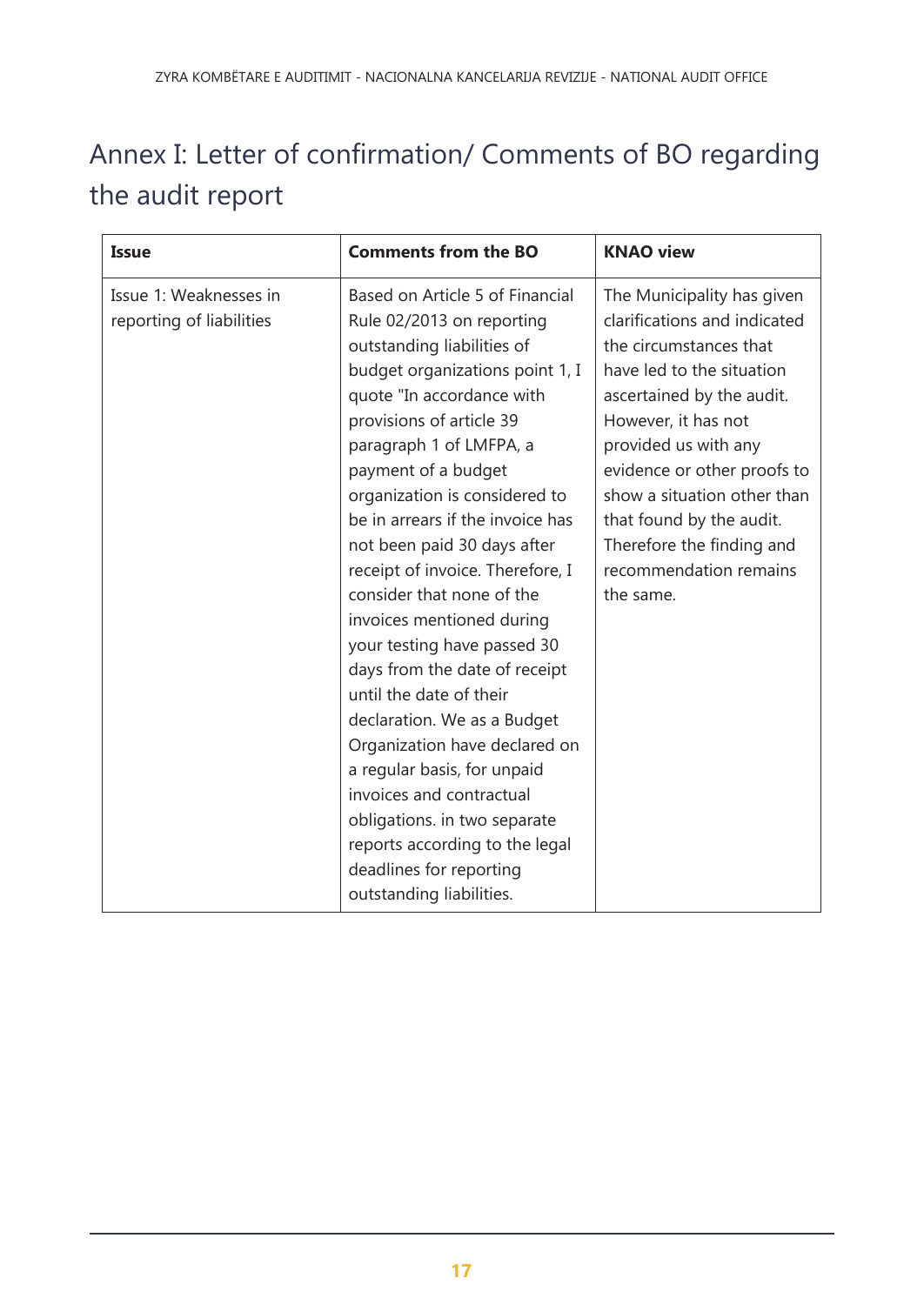# Annex I: Letter of confirmation/ Comments of BO regarding the audit report

| Issue | Comments from the BO | KNAO view |
|---|---|---|
| Issue 1: Weaknesses in reporting of liabilities | Based on Article 5 of Financial Rule 02/2013 on reporting outstanding liabilities of budget organizations point 1, I quote "In accordance with provisions of article 39 paragraph 1 of LMFPA, a payment of a budget organization is considered to be in arrears if the invoice has not been paid 30 days after receipt of invoice. Therefore, I consider that none of the invoices mentioned during your testing have passed 30 days from the date of receipt until the date of their declaration. We as a Budget Organization have declared on a regular basis, for unpaid invoices and contractual obligations. in two separate reports according to the legal deadlines for reporting outstanding liabilities. | The Municipality has given clarifications and indicated the circumstances that have led to the situation ascertained by the audit. However, it has not provided us with any evidence or other proofs to show a situation other than that found by the audit. Therefore the finding and recommendation remains the same. |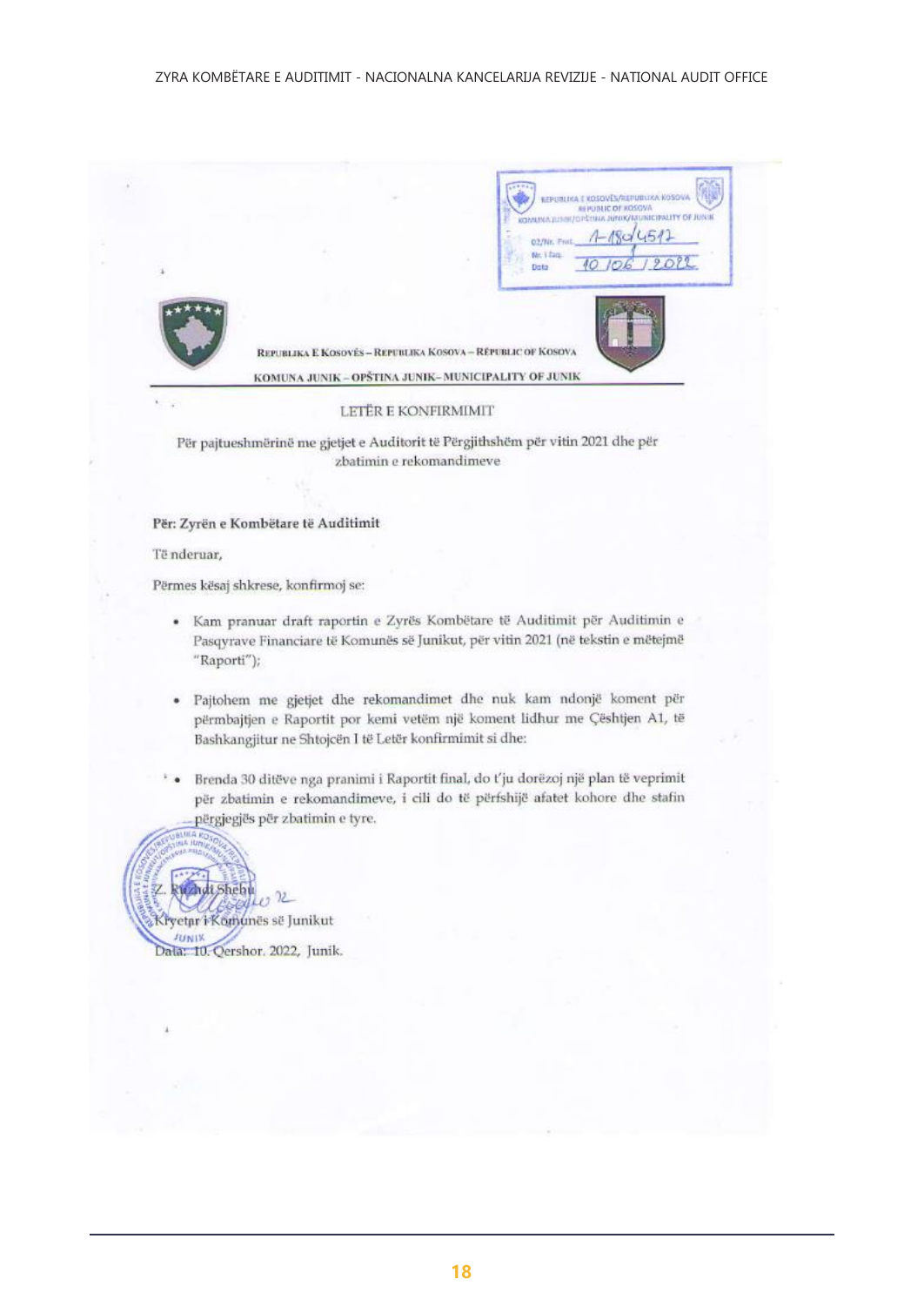REPUBLIKA E KOSOVËS/REPUBLIKA KOSOVA
REPUBLIC OF KOSOVA
KOMUNA JUNIK/OPŠTINA JUNIK/MUNICIPALITY OF JUNIK

Nr./Nr. Prot. 1-180/4517

Nr. i faq.

Data 10/06/2022

REPUBLIKA E KOSOVËS – REPUBLIKA KOSOVA – REPUBLIC OF KOSOVA

KOMUNA JUNIK – OPŠTINA JUNIK – MUNICIPALITY OF JUNIK

## LETËR E KONFIRMIMIT

Për pajtueshmërinë me gjetjet e Auditorit të Përgjithshëm për vitin 2021 dhe për zbatimin e rekomandimeve

**Për: Zyrën e Kombëtare të Auditimit**

Të nderuar,

Përmes kësaj shkrese, konfirmoj se:

- Kam pranuar draft raportin e Zyrës Kombëtare të Auditimit për Auditimin e Pasqyrave Financiare të Komunës së Junikut, për vitin 2021 (në tekstin e mëtejmë "Raporti");
- Pajtohem me gjetjet dhe rekomandimet dhe nuk kam ndonjë koment për përmbajtjen e Raportit por kemi vetëm një koment lidhur me Çështjen A1, të Bashkangjitur ne Shtojcën I të Letër konfirmimit si dhe:
- Brenda 30 ditëve nga pranimi i Raportit final, do t'ju dorëzoj një plan të veprimit për zbatimin e rekomandimeve, i cili do të përfshijë afatet kohore dhe stafin përgjegjës për zbatimin e tyre.

Z. Ruzhdi Shehu

Kryetar i Komunës së Junikut

Data: 10. Qershor. 2022, Junik.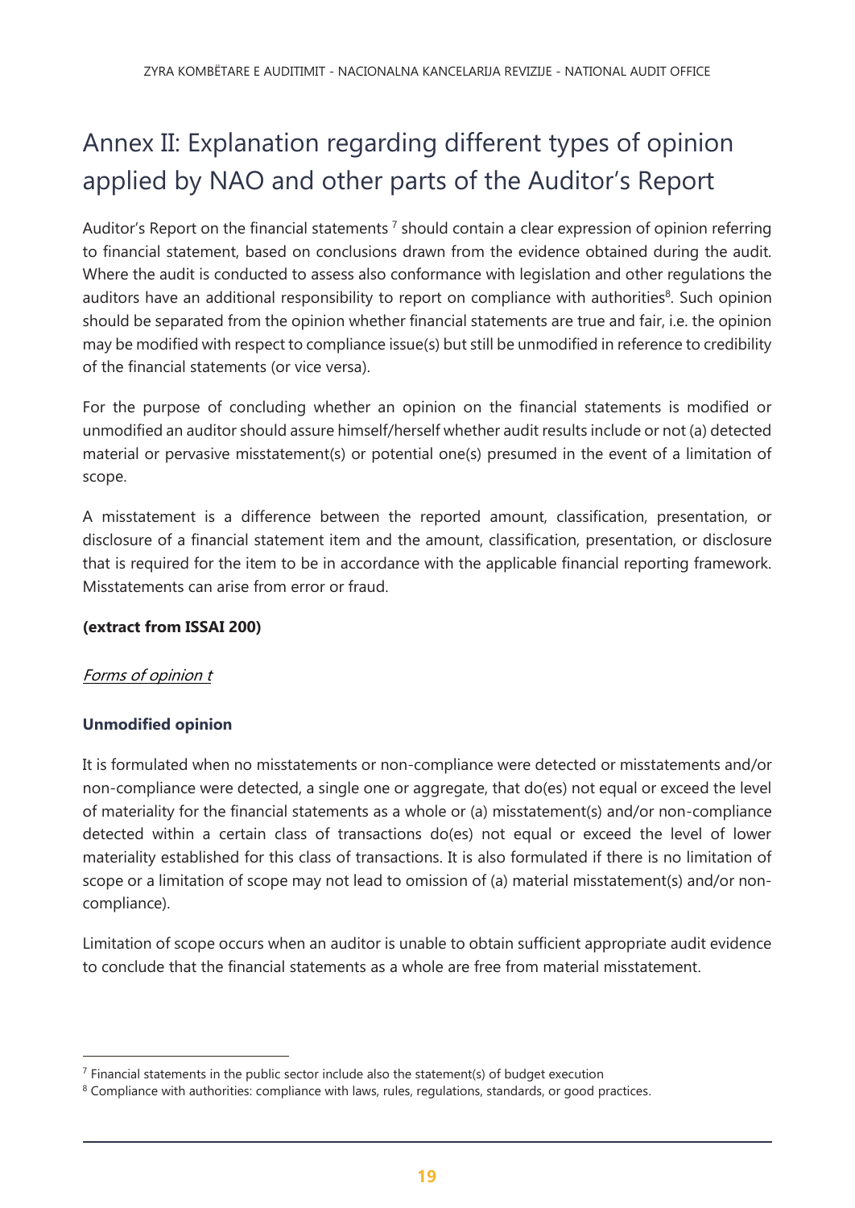# Annex II: Explanation regarding different types of opinion applied by NAO and other parts of the Auditor's Report

Auditor's Report on the financial statements [7] should contain a clear expression of opinion referring to financial statement, based on conclusions drawn from the evidence obtained during the audit. Where the audit is conducted to assess also conformance with legislation and other regulations the auditors have an additional responsibility to report on compliance with authorities[8]. Such opinion should be separated from the opinion whether financial statements are true and fair, i.e. the opinion may be modified with respect to compliance issue(s) but still be unmodified in reference to credibility of the financial statements (or vice versa).

For the purpose of concluding whether an opinion on the financial statements is modified or unmodified an auditor should assure himself/herself whether audit results include or not (a) detected material or pervasive misstatement(s) or potential one(s) presumed in the event of a limitation of scope.

A misstatement is a difference between the reported amount, classification, presentation, or disclosure of a financial statement item and the amount, classification, presentation, or disclosure that is required for the item to be in accordance with the applicable financial reporting framework. Misstatements can arise from error or fraud.

**(extract from ISSAI 200)**

*Forms of opinion t*

**Unmodified opinion**

It is formulated when no misstatements or non-compliance were detected or misstatements and/or non-compliance were detected, a single one or aggregate, that do(es) not equal or exceed the level of materiality for the financial statements as a whole or (a) misstatement(s) and/or non-compliance detected within a certain class of transactions do(es) not equal or exceed the level of lower materiality established for this class of transactions. It is also formulated if there is no limitation of scope or a limitation of scope may not lead to omission of (a) material misstatement(s) and/or non-compliance).

Limitation of scope occurs when an auditor is unable to obtain sufficient appropriate audit evidence to conclude that the financial statements as a whole are free from material misstatement.

---

[7] Financial statements in the public sector include also the statement(s) of budget execution

[8] Compliance with authorities: compliance with laws, rules, regulations, standards, or good practices.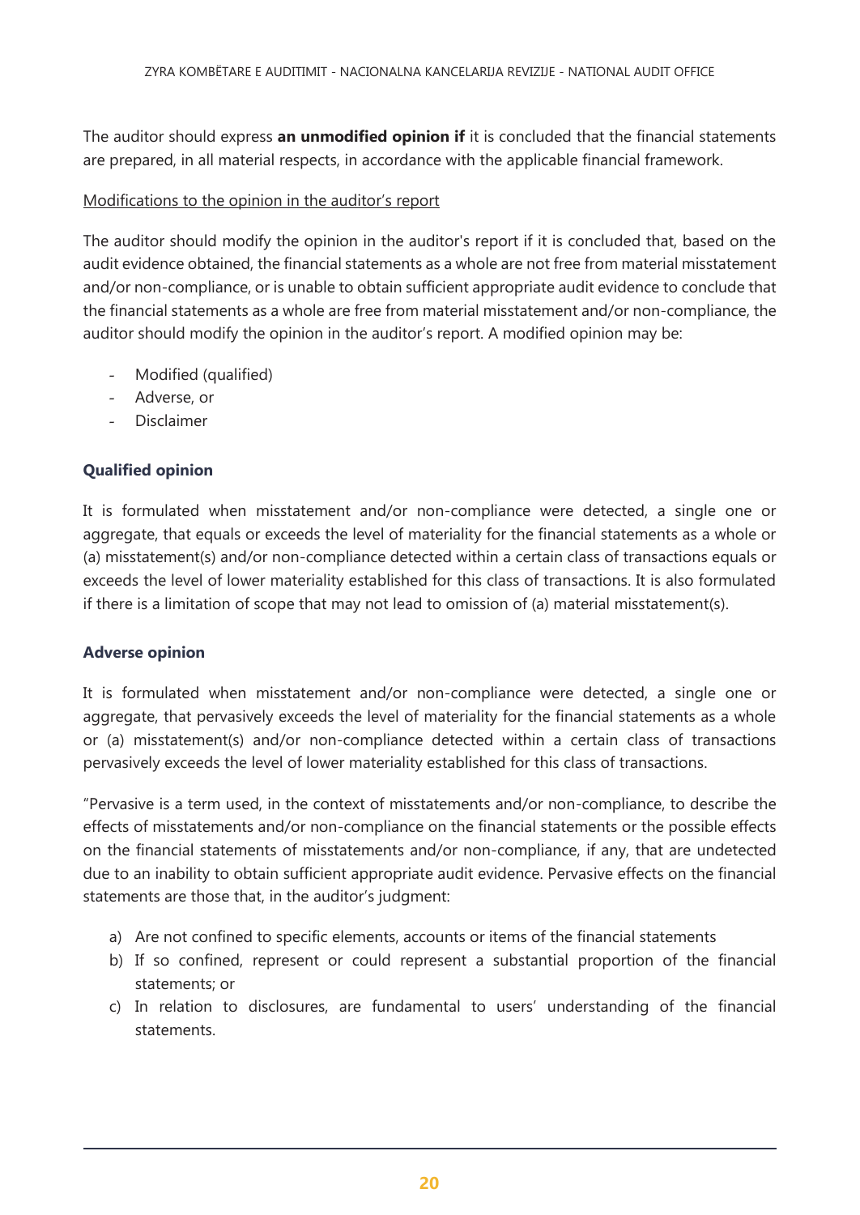The auditor should express **an unmodified opinion if** it is concluded that the financial statements are prepared, in all material respects, in accordance with the applicable financial framework.

Modifications to the opinion in the auditor's report

The auditor should modify the opinion in the auditor's report if it is concluded that, based on the audit evidence obtained, the financial statements as a whole are not free from material misstatement and/or non-compliance, or is unable to obtain sufficient appropriate audit evidence to conclude that the financial statements as a whole are free from material misstatement and/or non-compliance, the auditor should modify the opinion in the auditor's report. A modified opinion may be:

- Modified (qualified)
- Adverse, or
- Disclaimer

**Qualified opinion**

It is formulated when misstatement and/or non-compliance were detected, a single one or aggregate, that equals or exceeds the level of materiality for the financial statements as a whole or (a) misstatement(s) and/or non-compliance detected within a certain class of transactions equals or exceeds the level of lower materiality established for this class of transactions. It is also formulated if there is a limitation of scope that may not lead to omission of (a) material misstatement(s).

**Adverse opinion**

It is formulated when misstatement and/or non-compliance were detected, a single one or aggregate, that pervasively exceeds the level of materiality for the financial statements as a whole or (a) misstatement(s) and/or non-compliance detected within a certain class of transactions pervasively exceeds the level of lower materiality established for this class of transactions.

"Pervasive is a term used, in the context of misstatements and/or non-compliance, to describe the effects of misstatements and/or non-compliance on the financial statements or the possible effects on the financial statements of misstatements and/or non-compliance, if any, that are undetected due to an inability to obtain sufficient appropriate audit evidence. Pervasive effects on the financial statements are those that, in the auditor's judgment:

a) Are not confined to specific elements, accounts or items of the financial statements
b) If so confined, represent or could represent a substantial proportion of the financial statements; or
c) In relation to disclosures, are fundamental to users' understanding of the financial statements.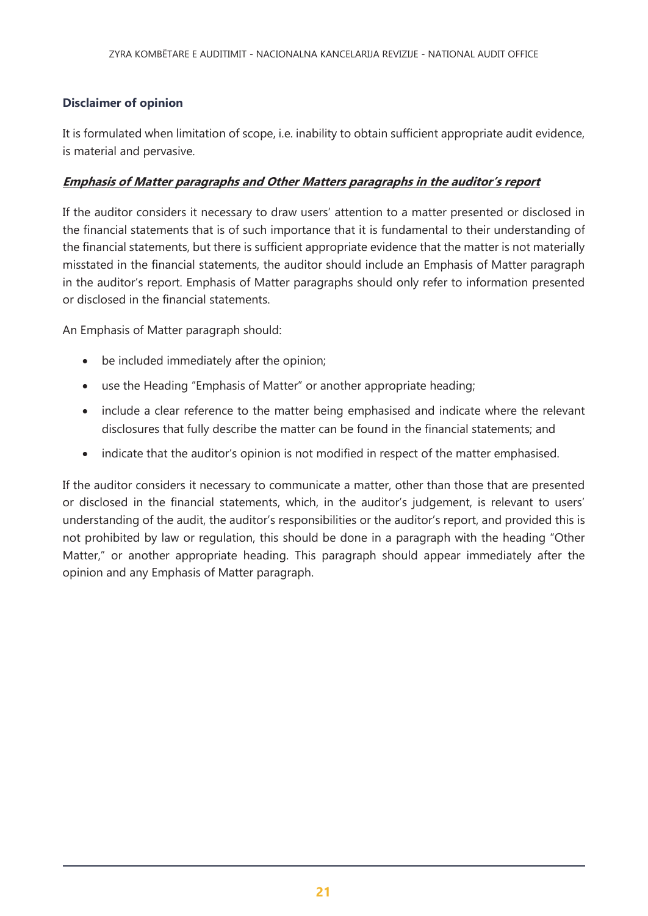**Disclaimer of opinion**

It is formulated when limitation of scope, i.e. inability to obtain sufficient appropriate audit evidence, is material and pervasive.

***Emphasis of Matter paragraphs and Other Matters paragraphs in the auditor's report***

If the auditor considers it necessary to draw users' attention to a matter presented or disclosed in the financial statements that is of such importance that it is fundamental to their understanding of the financial statements, but there is sufficient appropriate evidence that the matter is not materially misstated in the financial statements, the auditor should include an Emphasis of Matter paragraph in the auditor's report. Emphasis of Matter paragraphs should only refer to information presented or disclosed in the financial statements.

An Emphasis of Matter paragraph should:

- be included immediately after the opinion;
- use the Heading "Emphasis of Matter" or another appropriate heading;
- include a clear reference to the matter being emphasised and indicate where the relevant disclosures that fully describe the matter can be found in the financial statements; and
- indicate that the auditor's opinion is not modified in respect of the matter emphasised.

If the auditor considers it necessary to communicate a matter, other than those that are presented or disclosed in the financial statements, which, in the auditor's judgement, is relevant to users' understanding of the audit, the auditor's responsibilities or the auditor's report, and provided this is not prohibited by law or regulation, this should be done in a paragraph with the heading "Other Matter," or another appropriate heading. This paragraph should appear immediately after the opinion and any Emphasis of Matter paragraph.